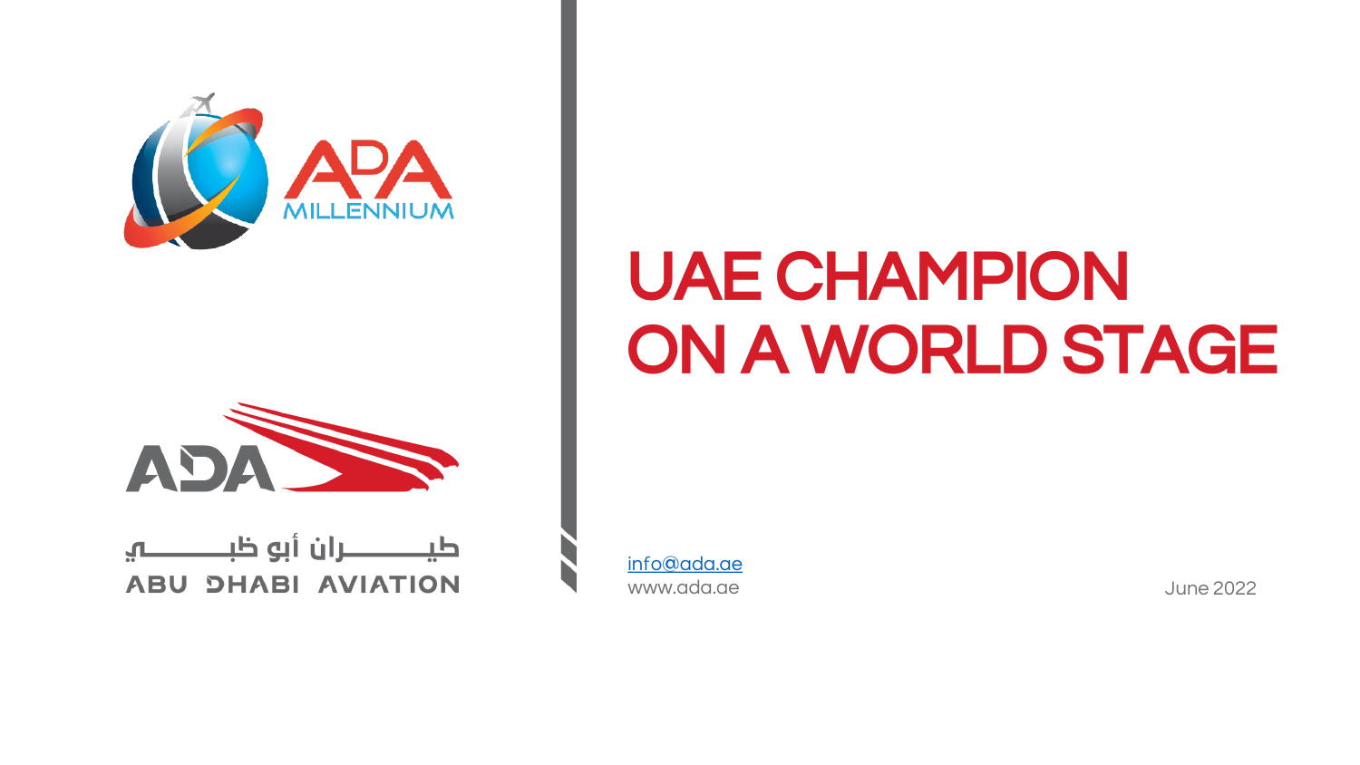ADA MILLENNIUM

ADA

طيـــــــران أبو ظبـــــــي

ABU DHABI AVIATION

# UAE CHAMPION ON A WORLD STAGE

info@ada.ae
www.ada.ae

June 2022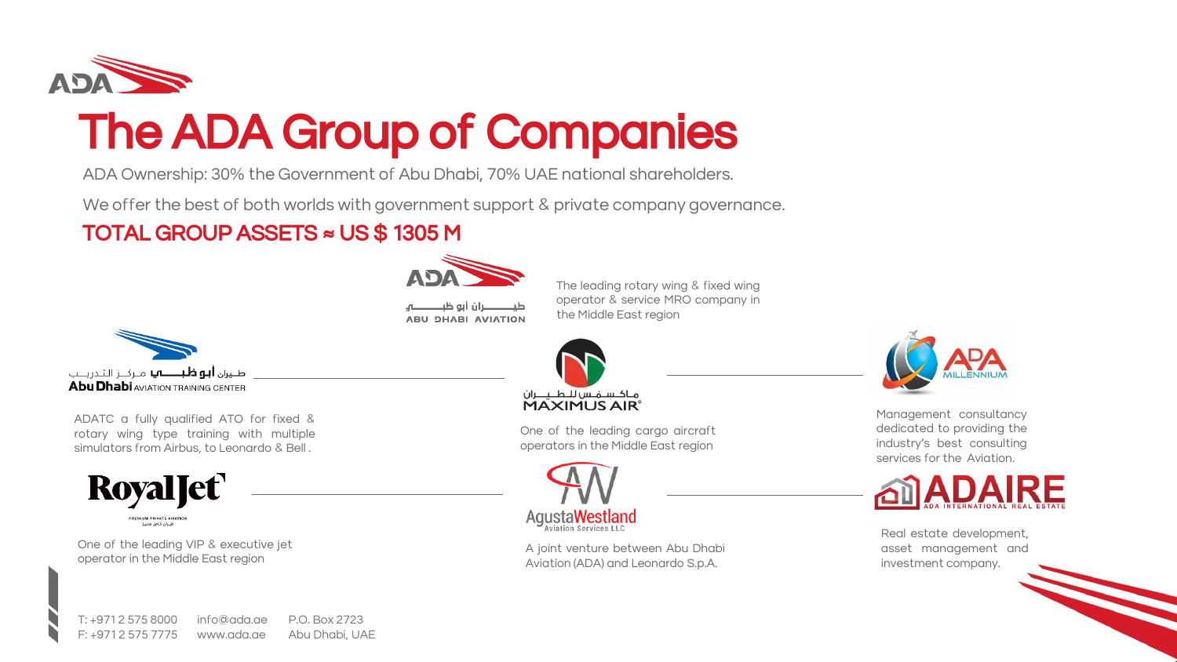# The ADA Group of Companies

ADA Ownership: 30% the Government of Abu Dhabi, 70% UAE national shareholders.

We offer the best of both worlds with government support & private company governance.

**TOTAL GROUP ASSETS ≈ US $ 1305 M**

طيـــــران أبو ظبــــي
ABU DHABI AVIATION

The leading rotary wing & fixed wing operator & service MRO company in the Middle East region

طيران أبو ظبي مركز التدريب
Abu Dhabi AVIATION TRAINING CENTER

ADATC a fully qualified ATO for fixed & rotary wing type training with multiple simulators from Airbus, to Leonardo & Bell .

ماكسمس للطيران
MAXIMUS AIR®

One of the leading cargo aircraft operators in the Middle East region

ADA MILLENNIUM

Management consultancy dedicated to providing the industry's best consulting services for the Aviation.

RoyalJet
PREMIUM PRIVATE AVIATION

One of the leading VIP & executive jet operator in the Middle East region

AgustaWestland Aviation Services LLC

A joint venture between Abu Dhabi Aviation (ADA) and Leonardo S.p.A.

ADAIRE
ADA INTERNATIONAL REAL ESTATE

Real estate development, asset management and investment company.

T: +971 2 575 8000
F: +971 2 575 7775

info@ada.ae
www.ada.ae

P.O. Box 2723
Abu Dhabi, UAE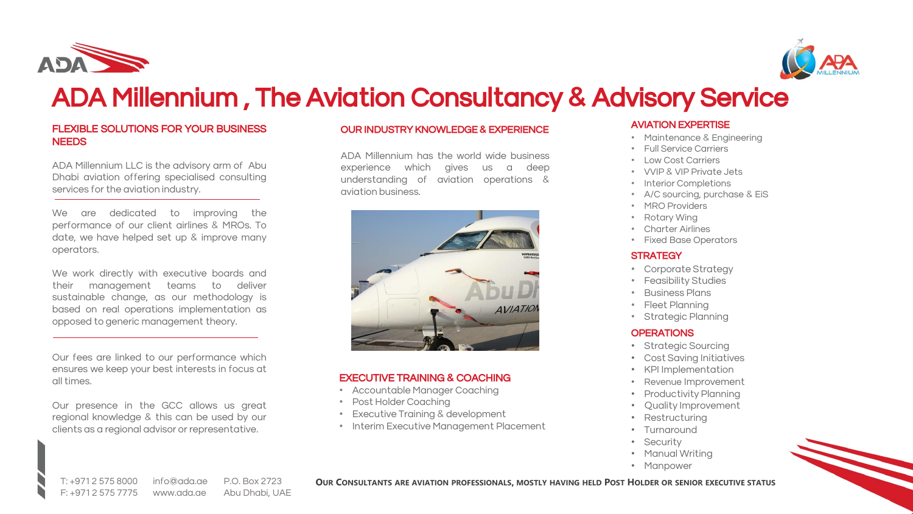# ADA Millennium , The Aviation Consultancy & Advisory Service

## FLEXIBLE SOLUTIONS FOR YOUR BUSINESS NEEDS

ADA Millennium LLC is the advisory arm of Abu Dhabi aviation offering specialised consulting services for the aviation industry.

We are dedicated to improving the performance of our client airlines & MROs. To date, we have helped set up & improve many operators.

We work directly with executive boards and their management teams to deliver sustainable change, as our methodology is based on real operations implementation as opposed to generic management theory.

Our fees are linked to our performance which ensures we keep your best interests in focus at all times.

Our presence in the GCC allows us great regional knowledge & this can be used by our clients as a regional advisor or representative.

## OUR INDUSTRY KNOWLEDGE & EXPERIENCE

ADA Millennium has the world wide business experience which gives us a deep understanding of aviation operations & aviation business.

## EXECUTIVE TRAINING & COACHING

- Accountable Manager Coaching
- Post Holder Coaching
- Executive Training & development
- Interim Executive Management Placement

## AVIATION EXPERTISE

- Maintenance & Engineering
- Full Service Carriers
- Low Cost Carriers
- VVIP & VIP Private Jets
- Interior Completions
- A/C sourcing, purchase & EiS
- MRO Providers
- Rotary Wing
- Charter Airlines
- Fixed Base Operators

## STRATEGY

- Corporate Strategy
- Feasibility Studies
- Business Plans
- Fleet Planning
- Strategic Planning

## OPERATIONS

- Strategic Sourcing
- Cost Saving Initiatives
- KPI Implementation
- Revenue Improvement
- Productivity Planning
- Quality Improvement
- Restructuring
- Turnaround
- Security
- Manual Writing
- Manpower

**OUR CONSULTANTS ARE AVIATION PROFESSIONALS, MOSTLY HAVING HELD POST HOLDER OR SENIOR EXECUTIVE STATUS**

T: +971 2 575 8000
F: +971 2 575 7775

info@ada.ae
www.ada.ae

P.O. Box 2723
Abu Dhabi, UAE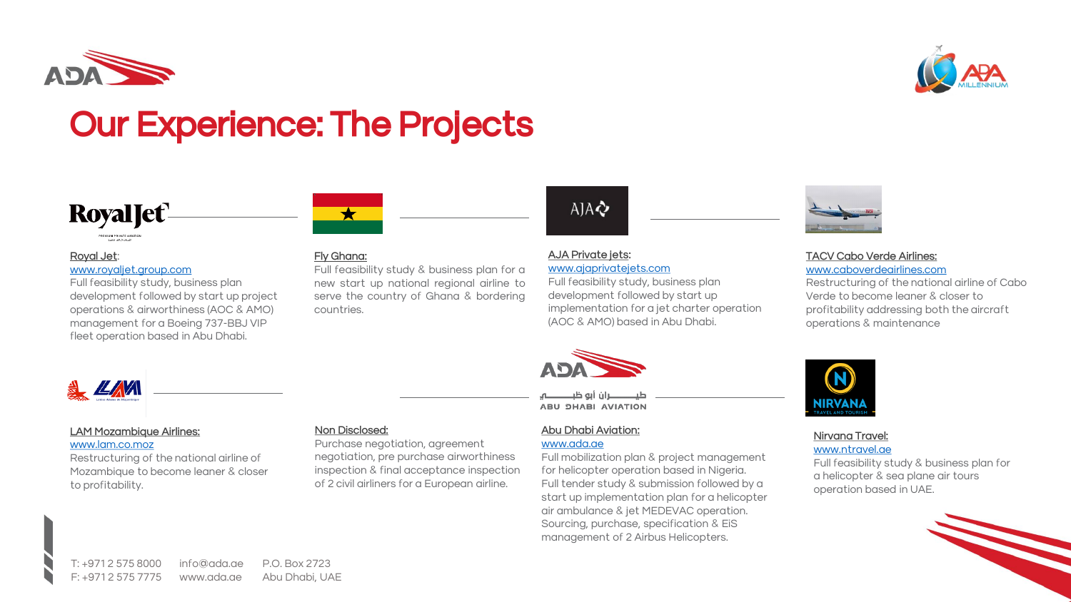# Our Experience: The Projects

**Royal Jet:**
www.royaljet.group.com
Full feasibility study, business plan development followed by start up project operations & airworthiness (AOC & AMO) management for a Boeing 737-BBJ VIP fleet operation based in Abu Dhabi.

**Fly Ghana:**
Full feasibility study & business plan for a new start up national regional airline to serve the country of Ghana & bordering countries.

**AJA Private jets:**
www.ajaprivatejets.com
Full feasibility study, business plan development followed by start up implementation for a jet charter operation (AOC & AMO) based in Abu Dhabi.

**TACV Cabo Verde Airlines:**
www.caboverdeairlines.com
Restructuring of the national airline of Cabo Verde to become leaner & closer to profitability addressing both the aircraft operations & maintenance

**LAM Mozambique Airlines:**
www.lam.co.moz
Restructuring of the national airline of Mozambique to become leaner & closer to profitability.

**Non Disclosed:**
Purchase negotiation, agreement negotiation, pre purchase airworthiness inspection & final acceptance inspection of 2 civil airliners for a European airline.

**Abu Dhabi Aviation:**
www.ada.ae
Full mobilization plan & project management for helicopter operation based in Nigeria.
Full tender study & submission followed by a start up implementation plan for a helicopter air ambulance & jet MEDEVAC operation.
Sourcing, purchase, specification & EiS management of 2 Airbus Helicopters.

**Nirvana Travel:**
www.ntravel.ae
Full feasibility study & business plan for a helicopter & sea plane air tours operation based in UAE.

T: +971 2 575 8000
F: +971 2 575 7775

info@ada.ae
www.ada.ae

P.O. Box 2723
Abu Dhabi, UAE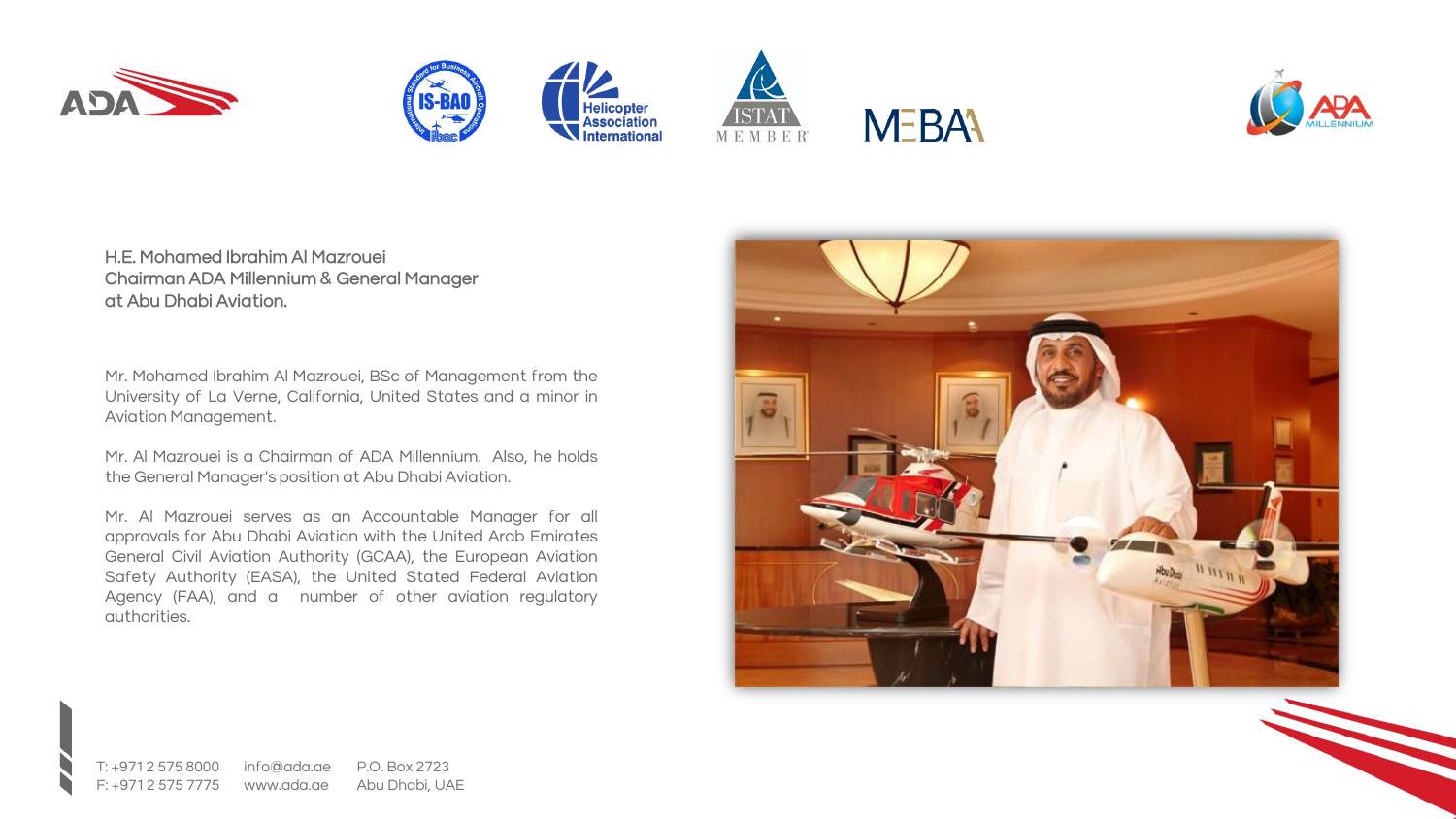**H.E. Mohamed Ibrahim Al Mazrouei**
**Chairman ADA Millennium & General Manager**
**at Abu Dhabi Aviation.**

Mr. Mohamed Ibrahim Al Mazrouei, BSc of Management from the University of La Verne, California, United States and a minor in Aviation Management.

Mr. Al Mazrouei is a Chairman of ADA Millennium. Also, he holds the General Manager's position at Abu Dhabi Aviation.

Mr. Al Mazrouei serves as an Accountable Manager for all approvals for Abu Dhabi Aviation with the United Arab Emirates General Civil Aviation Authority (GCAA), the European Aviation Safety Authority (EASA), the United Stated Federal Aviation Agency (FAA), and a number of other aviation regulatory authorities.

T: +971 2 575 8000
F: +971 2 575 7775

info@ada.ae
www.ada.ae

P.O. Box 2723
Abu Dhabi, UAE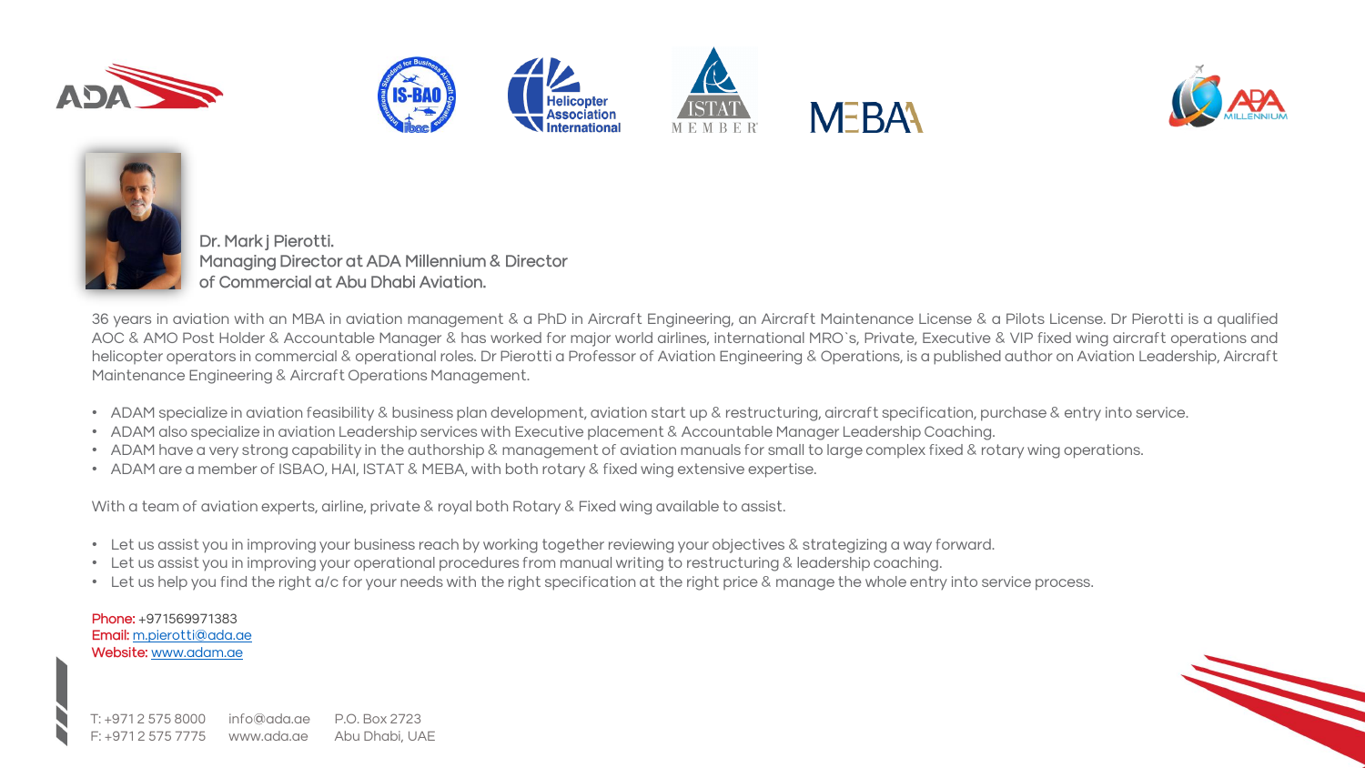Dr. Mark j Pierotti.
Managing Director at ADA Millennium & Director of Commercial at Abu Dhabi Aviation.

36 years in aviation with an MBA in aviation management & a PhD in Aircraft Engineering, an Aircraft Maintenance License & a Pilots License. Dr Pierotti is a qualified AOC & AMO Post Holder & Accountable Manager & has worked for major world airlines, international MRO`s, Private, Executive & VIP fixed wing aircraft operations and helicopter operators in commercial & operational roles. Dr Pierotti a Professor of Aviation Engineering & Operations, is a published author on Aviation Leadership, Aircraft Maintenance Engineering & Aircraft Operations Management.

- ADAM specialize in aviation feasibility & business plan development, aviation start up & restructuring, aircraft specification, purchase & entry into service.
- ADAM also specialize in aviation Leadership services with Executive placement & Accountable Manager Leadership Coaching.
- ADAM have a very strong capability in the authorship & management of aviation manuals for small to large complex fixed & rotary wing operations.
- ADAM are a member of ISBAO, HAI, ISTAT & MEBA, with both rotary & fixed wing extensive expertise.

With a team of aviation experts, airline, private & royal both Rotary & Fixed wing available to assist.

- Let us assist you in improving your business reach by working together reviewing your objectives & strategizing a way forward.
- Let us assist you in improving your operational procedures from manual writing to restructuring & leadership coaching.
- Let us help you find the right a/c for your needs with the right specification at the right price & manage the whole entry into service process.

**Phone:** +971569971383
**Email:** m.pierotti@ada.ae
**Website:** www.adam.ae

T: +971 2 575 8000 info@ada.ae P.O. Box 2723
F: +971 2 575 7775 www.ada.ae Abu Dhabi, UAE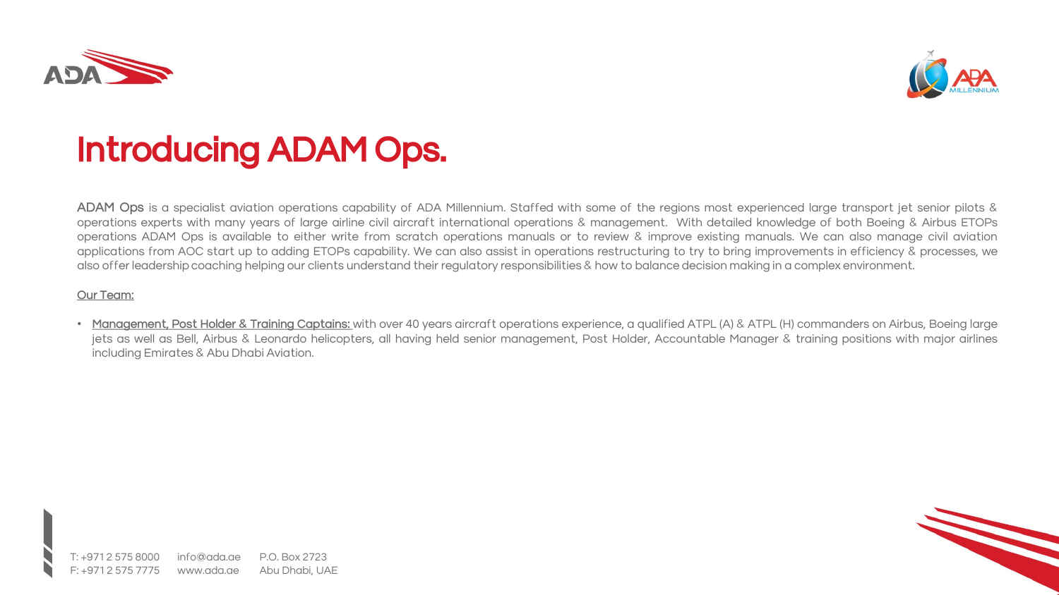# Introducing ADAM Ops.

**ADAM Ops** is a specialist aviation operations capability of ADA Millennium. Staffed with some of the regions most experienced large transport jet senior pilots & operations experts with many years of large airline civil aircraft international operations & management. With detailed knowledge of both Boeing & Airbus ETOPs operations ADAM Ops is available to either write from scratch operations manuals or to review & improve existing manuals. We can also manage civil aviation applications from AOC start up to adding ETOPs capability. We can also assist in operations restructuring to try to bring improvements in efficiency & processes, we also offer leadership coaching helping our clients understand their regulatory responsibilities & how to balance decision making in a complex environment.

<u>Our Team:</u>

- <u>Management, Post Holder & Training Captains:</u> with over 40 years aircraft operations experience, a qualified ATPL (A) & ATPL (H) commanders on Airbus, Boeing large jets as well as Bell, Airbus & Leonardo helicopters, all having held senior management, Post Holder, Accountable Manager & training positions with major airlines including Emirates & Abu Dhabi Aviation.

T: +971 2 575 8000 F: +971 2 575 7775 info@ada.ae www.ada.ae P.O. Box 2723 Abu Dhabi, UAE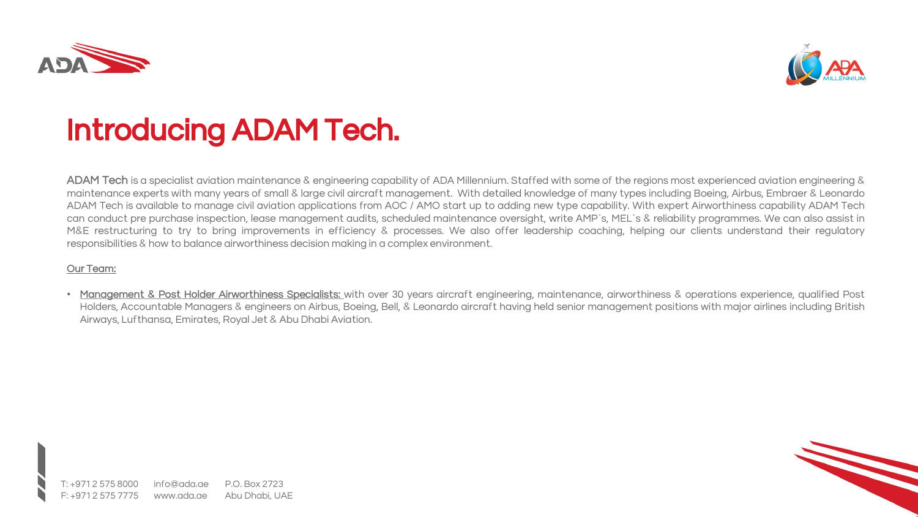# Introducing ADAM Tech.

**ADAM Tech** is a specialist aviation maintenance & engineering capability of ADA Millennium. Staffed with some of the regions most experienced aviation engineering & maintenance experts with many years of small & large civil aircraft management. With detailed knowledge of many types including Boeing, Airbus, Embraer & Leonardo ADAM Tech is available to manage civil aviation applications from AOC / AMO start up to adding new type capability. With expert Airworthiness capability ADAM Tech can conduct pre purchase inspection, lease management audits, scheduled maintenance oversight, write AMP`s, MEL`s & reliability programmes. We can also assist in M&E restructuring to try to bring improvements in efficiency & processes. We also offer leadership coaching, helping our clients understand their regulatory responsibilities & how to balance airworthiness decision making in a complex environment.

<u>Our Team:</u>

- <u>Management & Post Holder Airworthiness Specialists:</u> with over 30 years aircraft engineering, maintenance, airworthiness & operations experience, qualified Post Holders, Accountable Managers & engineers on Airbus, Boeing, Bell, & Leonardo aircraft having held senior management positions with major airlines including British Airways, Lufthansa, Emirates, Royal Jet & Abu Dhabi Aviation.

T: +971 2 575 8000 info@ada.ae P.O. Box 2723
F: +971 2 575 7775 www.ada.ae Abu Dhabi, UAE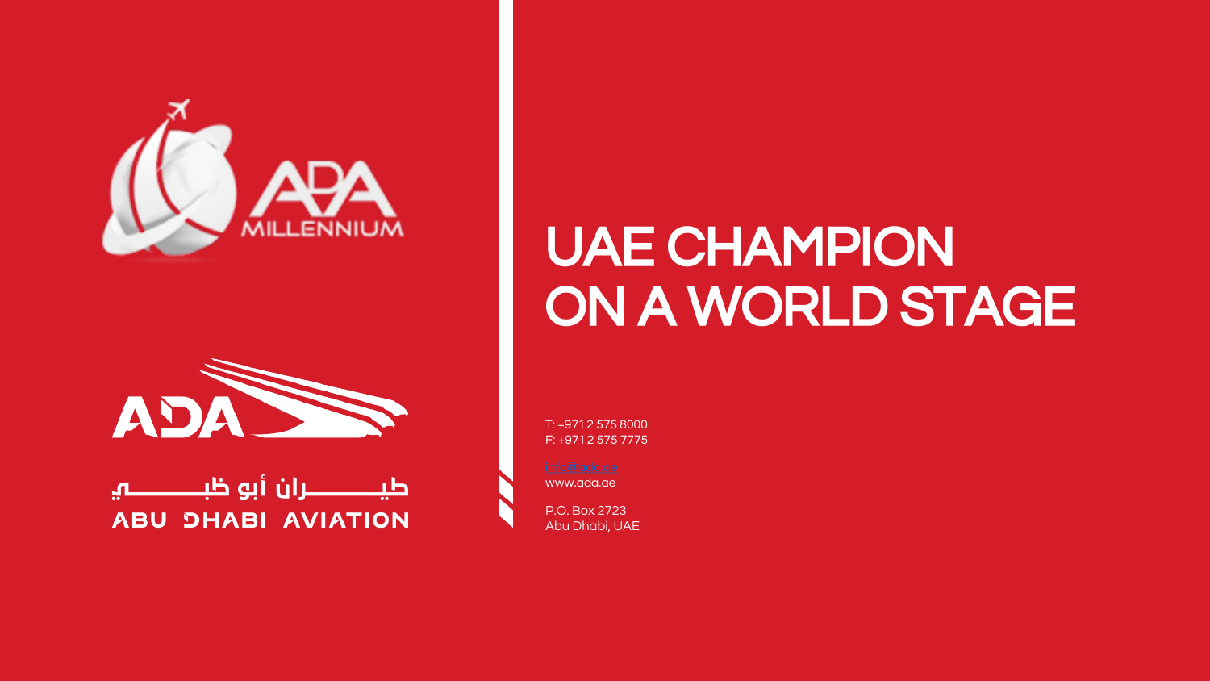ADA MILLENNIUM

ADA

طيـــــران أبو ظبـــــي

ABU DHABI AVIATION

# UAE CHAMPION ON A WORLD STAGE

T: +971 2 575 8000
F: +971 2 575 7775

info@ada.ae
www.ada.ae

P.O. Box 2723
Abu Dhabi, UAE